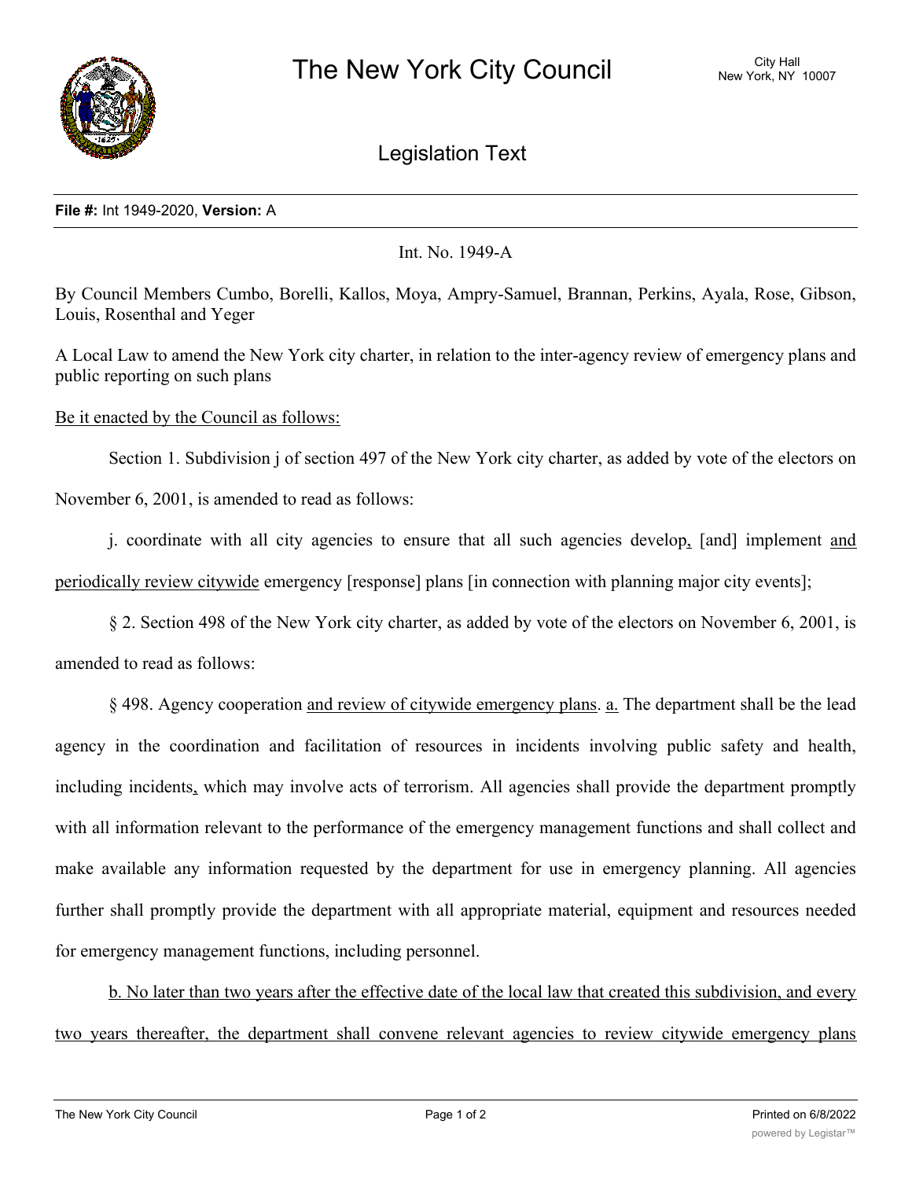# The New York City Council

City Hall
New York, NY 10007

## Legislation Text

**File #:** Int 1949-2020, **Version:** A

Int. No. 1949-A

By Council Members Cumbo, Borelli, Kallos, Moya, Ampry-Samuel, Brannan, Perkins, Ayala, Rose, Gibson, Louis, Rosenthal and Yeger

A Local Law to amend the New York city charter, in relation to the inter-agency review of emergency plans and public reporting on such plans

Be it enacted by the Council as follows:

Section 1. Subdivision j of section 497 of the New York city charter, as added by vote of the electors on November 6, 2001, is amended to read as follows:

j. coordinate with all city agencies to ensure that all such agencies develop, [and] implement and periodically review citywide emergency [response] plans [in connection with planning major city events];

§ 2. Section 498 of the New York city charter, as added by vote of the electors on November 6, 2001, is amended to read as follows:

§ 498. Agency cooperation and review of citywide emergency plans. a. The department shall be the lead agency in the coordination and facilitation of resources in incidents involving public safety and health, including incidents, which may involve acts of terrorism. All agencies shall provide the department promptly with all information relevant to the performance of the emergency management functions and shall collect and make available any information requested by the department for use in emergency planning. All agencies further shall promptly provide the department with all appropriate material, equipment and resources needed for emergency management functions, including personnel.

b. No later than two years after the effective date of the local law that created this subdivision, and every two years thereafter, the department shall convene relevant agencies to review citywide emergency plans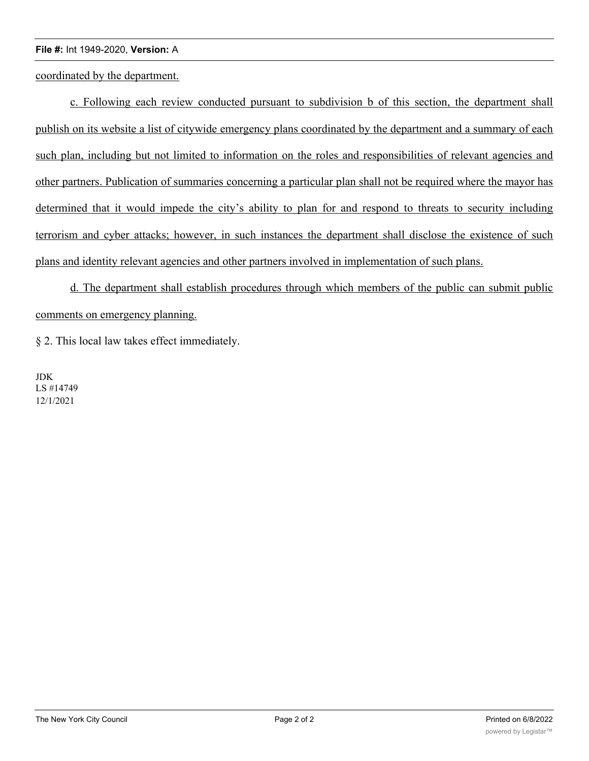coordinated by the department.

c. Following each review conducted pursuant to subdivision b of this section, the department shall publish on its website a list of citywide emergency plans coordinated by the department and a summary of each such plan, including but not limited to information on the roles and responsibilities of relevant agencies and other partners. Publication of summaries concerning a particular plan shall not be required where the mayor has determined that it would impede the city's ability to plan for and respond to threats to security including terrorism and cyber attacks; however, in such instances the department shall disclose the existence of such plans and identity relevant agencies and other partners involved in implementation of such plans.

d. The department shall establish procedures through which members of the public can submit public comments on emergency planning.

§ 2. This local law takes effect immediately.

JDK
LS #14749
12/1/2021